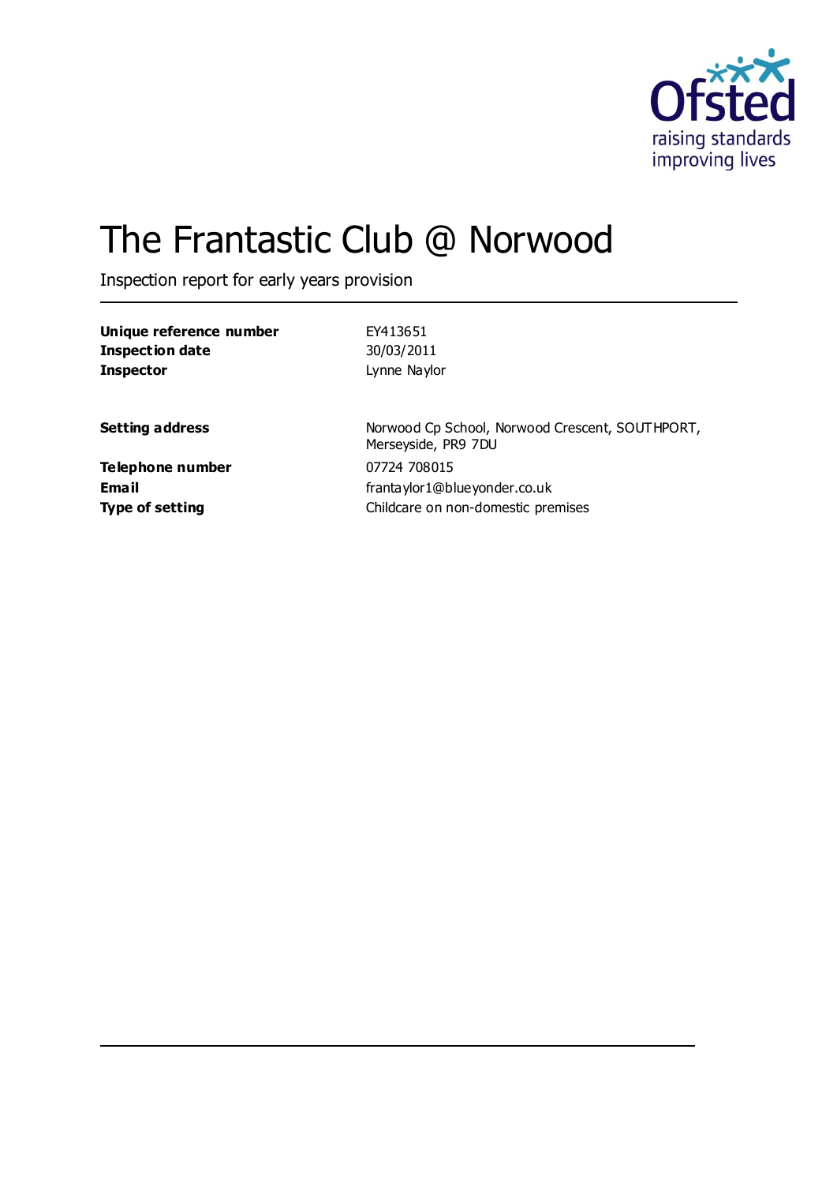# The Frantastic Club @ Norwood

Inspection report for early years provision

| | |
|---|---|
| **Unique reference number** | EY413651 |
| **Inspection date** | 30/03/2011 |
| **Inspector** | Lynne Naylor |

| | |
|---|---|
| **Setting address** | Norwood Cp School, Norwood Crescent, SOUTHPORT, Merseyside, PR9 7DU |
| **Telephone number** | 07724 708015 |
| **Email** | frantaylor1@blueyonder.co.uk |
| **Type of setting** | Childcare on non-domestic premises |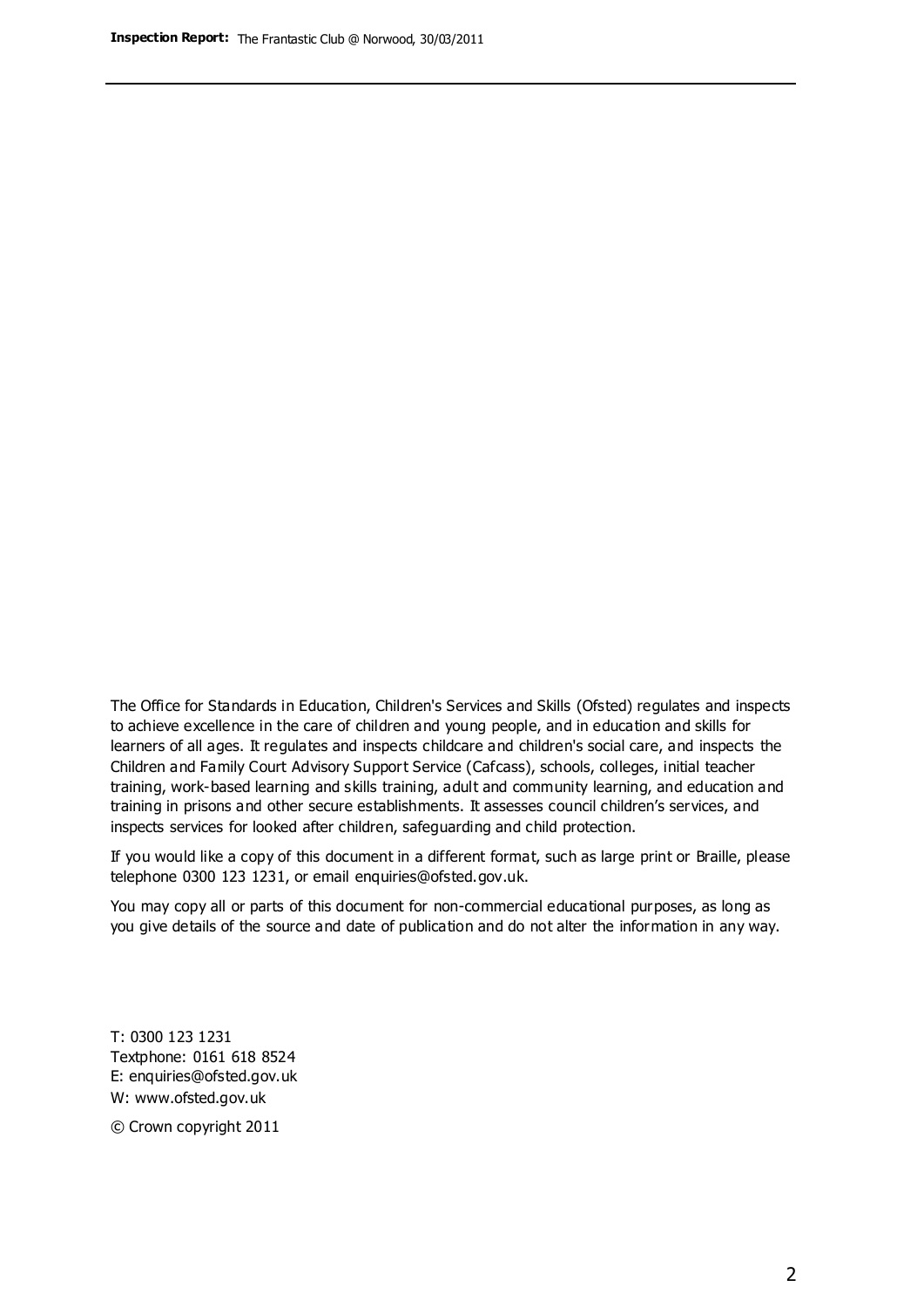The Office for Standards in Education, Children's Services and Skills (Ofsted) regulates and inspects to achieve excellence in the care of children and young people, and in education and skills for learners of all ages. It regulates and inspects childcare and children's social care, and inspects the Children and Family Court Advisory Support Service (Cafcass), schools, colleges, initial teacher training, work-based learning and skills training, adult and community learning, and education and training in prisons and other secure establishments. It assesses council children's services, and inspects services for looked after children, safeguarding and child protection.

If you would like a copy of this document in a different format, such as large print or Braille, please telephone 0300 123 1231, or email enquiries@ofsted.gov.uk.

You may copy all or parts of this document for non-commercial educational purposes, as long as you give details of the source and date of publication and do not alter the information in any way.

T: 0300 123 1231
Textphone: 0161 618 8524
E: enquiries@ofsted.gov.uk
W: www.ofsted.gov.uk

© Crown copyright 2011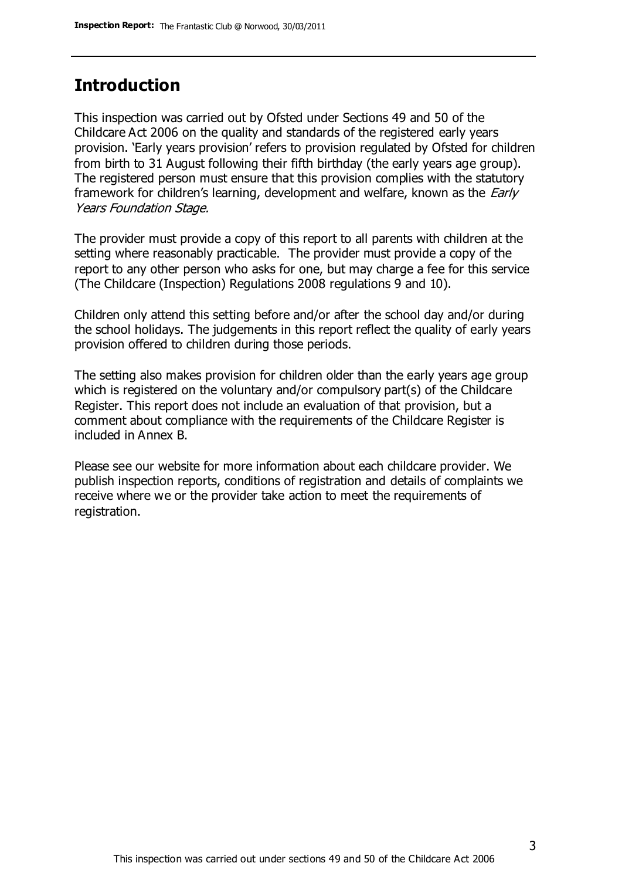## Introduction

This inspection was carried out by Ofsted under Sections 49 and 50 of the Childcare Act 2006 on the quality and standards of the registered early years provision. 'Early years provision' refers to provision regulated by Ofsted for children from birth to 31 August following their fifth birthday (the early years age group). The registered person must ensure that this provision complies with the statutory framework for children's learning, development and welfare, known as the *Early Years Foundation Stage.*

The provider must provide a copy of this report to all parents with children at the setting where reasonably practicable. The provider must provide a copy of the report to any other person who asks for one, but may charge a fee for this service (The Childcare (Inspection) Regulations 2008 regulations 9 and 10).

Children only attend this setting before and/or after the school day and/or during the school holidays. The judgements in this report reflect the quality of early years provision offered to children during those periods.

The setting also makes provision for children older than the early years age group which is registered on the voluntary and/or compulsory part(s) of the Childcare Register. This report does not include an evaluation of that provision, but a comment about compliance with the requirements of the Childcare Register is included in Annex B.

Please see our website for more information about each childcare provider. We publish inspection reports, conditions of registration and details of complaints we receive where we or the provider take action to meet the requirements of registration.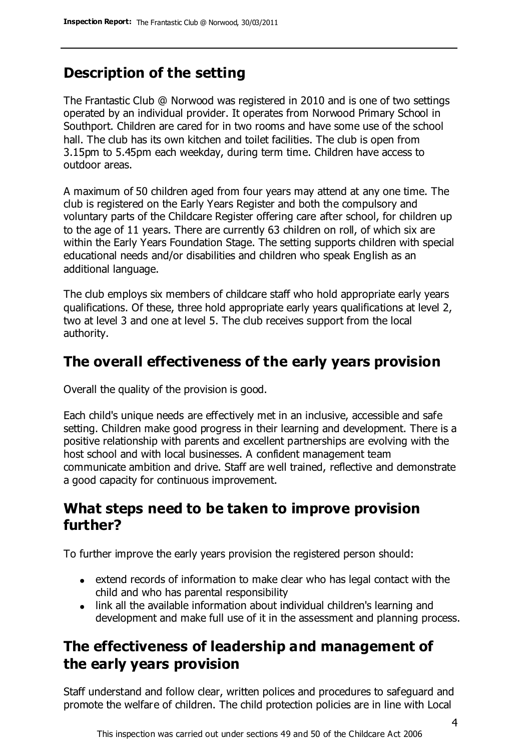## Description of the setting

The Frantastic Club @ Norwood was registered in 2010 and is one of two settings operated by an individual provider. It operates from Norwood Primary School in Southport. Children are cared for in two rooms and have some use of the school hall. The club has its own kitchen and toilet facilities. The club is open from 3.15pm to 5.45pm each weekday, during term time. Children have access to outdoor areas.

A maximum of 50 children aged from four years may attend at any one time. The club is registered on the Early Years Register and both the compulsory and voluntary parts of the Childcare Register offering care after school, for children up to the age of 11 years. There are currently 63 children on roll, of which six are within the Early Years Foundation Stage. The setting supports children with special educational needs and/or disabilities and children who speak English as an additional language.

The club employs six members of childcare staff who hold appropriate early years qualifications. Of these, three hold appropriate early years qualifications at level 2, two at level 3 and one at level 5. The club receives support from the local authority.

## The overall effectiveness of the early years provision

Overall the quality of the provision is good.

Each child's unique needs are effectively met in an inclusive, accessible and safe setting. Children make good progress in their learning and development. There is a positive relationship with parents and excellent partnerships are evolving with the host school and with local businesses. A confident management team communicate ambition and drive. Staff are well trained, reflective and demonstrate a good capacity for continuous improvement.

## What steps need to be taken to improve provision further?

To further improve the early years provision the registered person should:

- extend records of information to make clear who has legal contact with the child and who has parental responsibility
- link all the available information about individual children's learning and development and make full use of it in the assessment and planning process.

## The effectiveness of leadership and management of the early years provision

Staff understand and follow clear, written polices and procedures to safeguard and promote the welfare of children. The child protection policies are in line with Local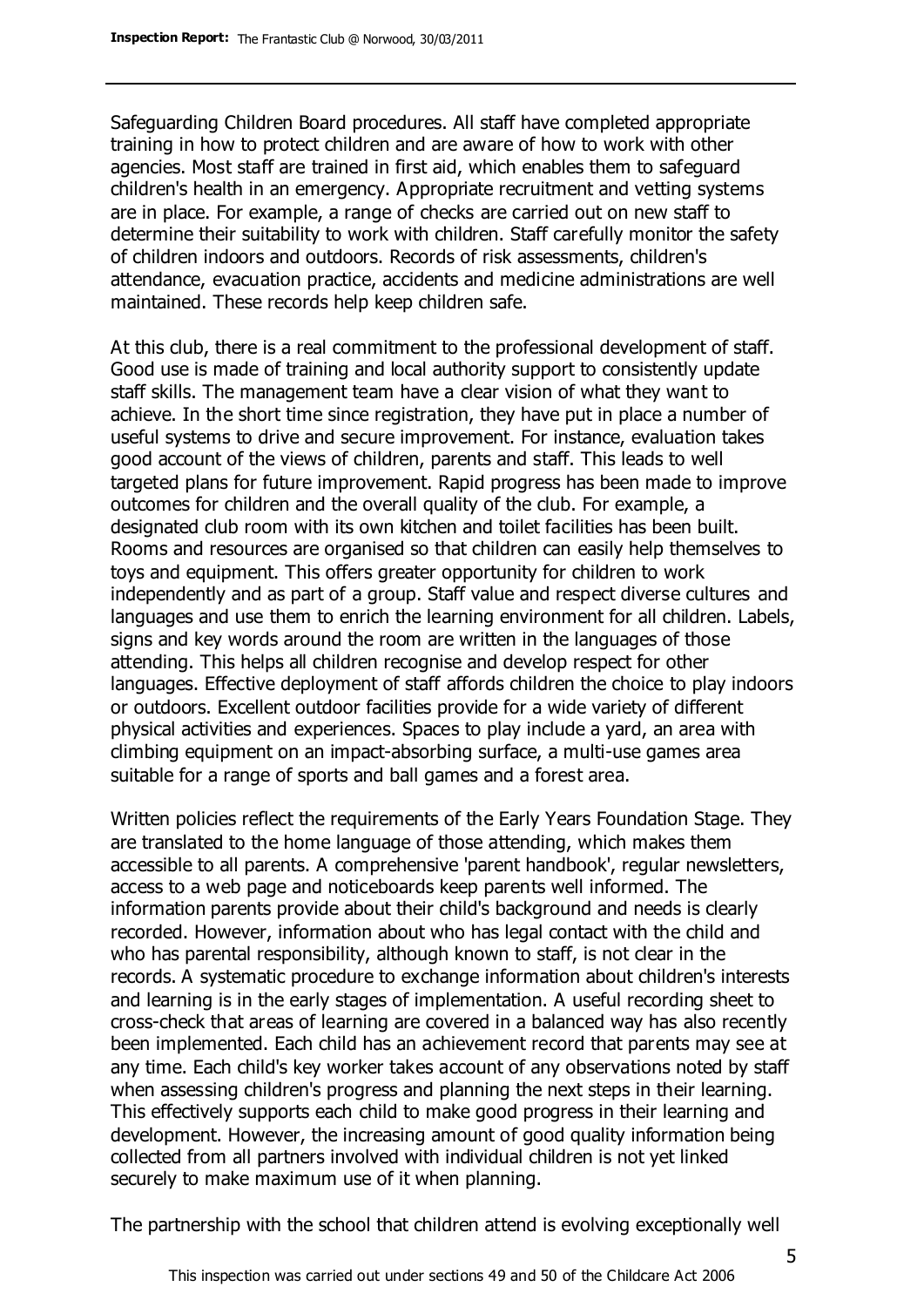Safeguarding Children Board procedures. All staff have completed appropriate training in how to protect children and are aware of how to work with other agencies. Most staff are trained in first aid, which enables them to safeguard children's health in an emergency. Appropriate recruitment and vetting systems are in place. For example, a range of checks are carried out on new staff to determine their suitability to work with children. Staff carefully monitor the safety of children indoors and outdoors. Records of risk assessments, children's attendance, evacuation practice, accidents and medicine administrations are well maintained. These records help keep children safe.

At this club, there is a real commitment to the professional development of staff. Good use is made of training and local authority support to consistently update staff skills. The management team have a clear vision of what they want to achieve. In the short time since registration, they have put in place a number of useful systems to drive and secure improvement. For instance, evaluation takes good account of the views of children, parents and staff. This leads to well targeted plans for future improvement. Rapid progress has been made to improve outcomes for children and the overall quality of the club. For example, a designated club room with its own kitchen and toilet facilities has been built. Rooms and resources are organised so that children can easily help themselves to toys and equipment. This offers greater opportunity for children to work independently and as part of a group. Staff value and respect diverse cultures and languages and use them to enrich the learning environment for all children. Labels, signs and key words around the room are written in the languages of those attending. This helps all children recognise and develop respect for other languages. Effective deployment of staff affords children the choice to play indoors or outdoors. Excellent outdoor facilities provide for a wide variety of different physical activities and experiences. Spaces to play include a yard, an area with climbing equipment on an impact-absorbing surface, a multi-use games area suitable for a range of sports and ball games and a forest area.

Written policies reflect the requirements of the Early Years Foundation Stage. They are translated to the home language of those attending, which makes them accessible to all parents. A comprehensive 'parent handbook', regular newsletters, access to a web page and noticeboards keep parents well informed. The information parents provide about their child's background and needs is clearly recorded. However, information about who has legal contact with the child and who has parental responsibility, although known to staff, is not clear in the records. A systematic procedure to exchange information about children's interests and learning is in the early stages of implementation. A useful recording sheet to cross-check that areas of learning are covered in a balanced way has also recently been implemented. Each child has an achievement record that parents may see at any time. Each child's key worker takes account of any observations noted by staff when assessing children's progress and planning the next steps in their learning. This effectively supports each child to make good progress in their learning and development. However, the increasing amount of good quality information being collected from all partners involved with individual children is not yet linked securely to make maximum use of it when planning.

The partnership with the school that children attend is evolving exceptionally well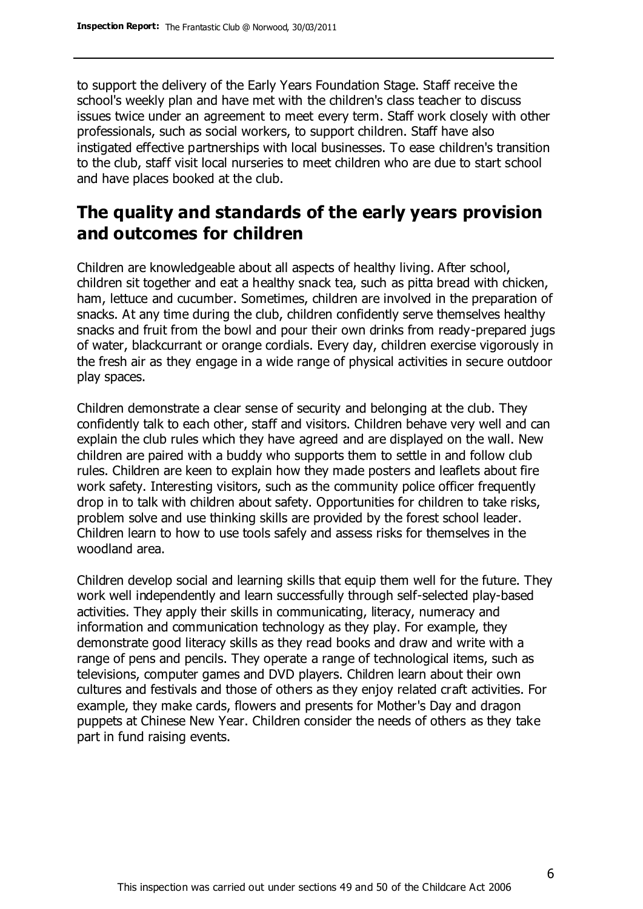to support the delivery of the Early Years Foundation Stage. Staff receive the school's weekly plan and have met with the children's class teacher to discuss issues twice under an agreement to meet every term. Staff work closely with other professionals, such as social workers, to support children. Staff have also instigated effective partnerships with local businesses. To ease children's transition to the club, staff visit local nurseries to meet children who are due to start school and have places booked at the club.

## The quality and standards of the early years provision and outcomes for children

Children are knowledgeable about all aspects of healthy living. After school, children sit together and eat a healthy snack tea, such as pitta bread with chicken, ham, lettuce and cucumber. Sometimes, children are involved in the preparation of snacks. At any time during the club, children confidently serve themselves healthy snacks and fruit from the bowl and pour their own drinks from ready-prepared jugs of water, blackcurrant or orange cordials. Every day, children exercise vigorously in the fresh air as they engage in a wide range of physical activities in secure outdoor play spaces.

Children demonstrate a clear sense of security and belonging at the club. They confidently talk to each other, staff and visitors. Children behave very well and can explain the club rules which they have agreed and are displayed on the wall. New children are paired with a buddy who supports them to settle in and follow club rules. Children are keen to explain how they made posters and leaflets about fire work safety. Interesting visitors, such as the community police officer frequently drop in to talk with children about safety. Opportunities for children to take risks, problem solve and use thinking skills are provided by the forest school leader. Children learn to how to use tools safely and assess risks for themselves in the woodland area.

Children develop social and learning skills that equip them well for the future. They work well independently and learn successfully through self-selected play-based activities. They apply their skills in communicating, literacy, numeracy and information and communication technology as they play. For example, they demonstrate good literacy skills as they read books and draw and write with a range of pens and pencils. They operate a range of technological items, such as televisions, computer games and DVD players. Children learn about their own cultures and festivals and those of others as they enjoy related craft activities. For example, they make cards, flowers and presents for Mother's Day and dragon puppets at Chinese New Year. Children consider the needs of others as they take part in fund raising events.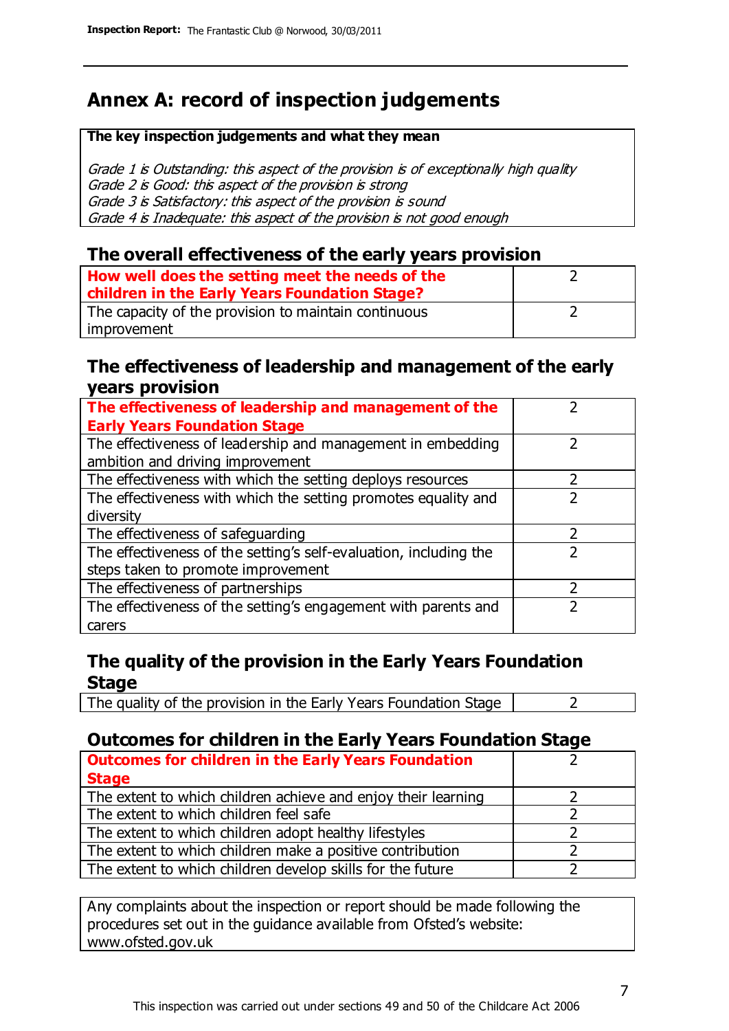# Annex A: record of inspection judgements

**The key inspection judgements and what they mean**

*Grade 1 is Outstanding: this aspect of the provision is of exceptionally high quality*
*Grade 2 is Good: this aspect of the provision is strong*
*Grade 3 is Satisfactory: this aspect of the provision is sound*
*Grade 4 is Inadequate: this aspect of the provision is not good enough*

## The overall effectiveness of the early years provision

| | |
|---|---|
| **How well does the setting meet the needs of the children in the Early Years Foundation Stage?** | 2 |
| The capacity of the provision to maintain continuous improvement | 2 |

## The effectiveness of leadership and management of the early years provision

| | |
|---|---|
| **The effectiveness of leadership and management of the Early Years Foundation Stage** | 2 |
| The effectiveness of leadership and management in embedding ambition and driving improvement | 2 |
| The effectiveness with which the setting deploys resources | 2 |
| The effectiveness with which the setting promotes equality and diversity | 2 |
| The effectiveness of safeguarding | 2 |
| The effectiveness of the setting's self-evaluation, including the steps taken to promote improvement | 2 |
| The effectiveness of partnerships | 2 |
| The effectiveness of the setting's engagement with parents and carers | 2 |

## The quality of the provision in the Early Years Foundation Stage

| | |
|---|---|
| The quality of the provision in the Early Years Foundation Stage | 2 |

## Outcomes for children in the Early Years Foundation Stage

| | |
|---|---|
| **Outcomes for children in the Early Years Foundation Stage** | 2 |
| The extent to which children achieve and enjoy their learning | 2 |
| The extent to which children feel safe | 2 |
| The extent to which children adopt healthy lifestyles | 2 |
| The extent to which children make a positive contribution | 2 |
| The extent to which children develop skills for the future | 2 |

Any complaints about the inspection or report should be made following the procedures set out in the guidance available from Ofsted's website: www.ofsted.gov.uk

This inspection was carried out under sections 49 and 50 of the Childcare Act 2006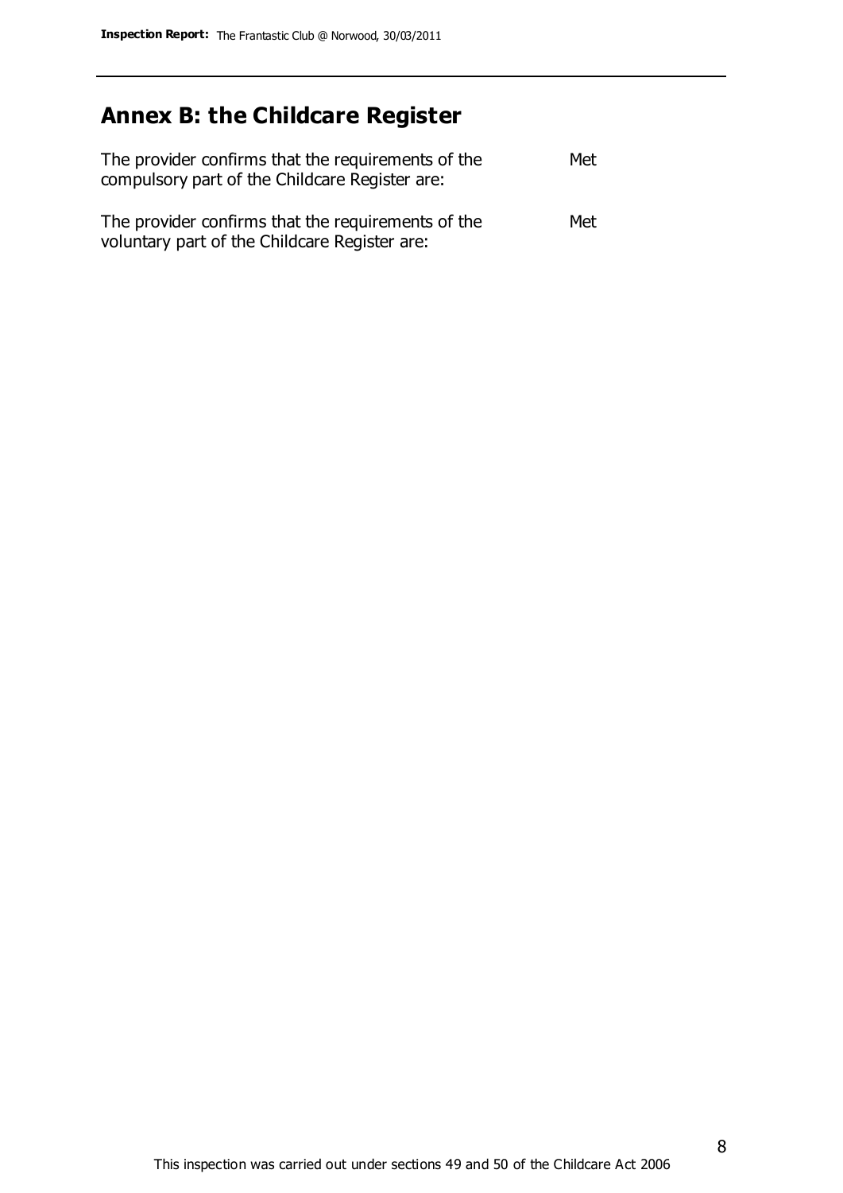## Annex B: the Childcare Register

| | |
|---|---|
| The provider confirms that the requirements of the compulsory part of the Childcare Register are: | Met |
| The provider confirms that the requirements of the voluntary part of the Childcare Register are: | Met |

This inspection was carried out under sections 49 and 50 of the Childcare Act 2006